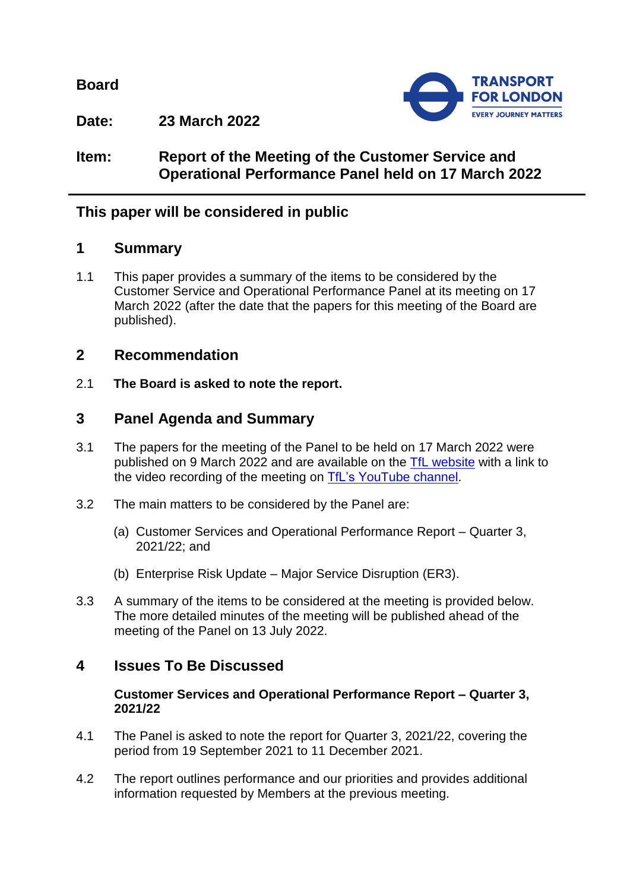**Board**

**Date:** **23 March 2022**

**Item:** **Report of the Meeting of the Customer Service and Operational Performance Panel held on 17 March 2022**

## This paper will be considered in public

## 1 Summary

1.1 This paper provides a summary of the items to be considered by the Customer Service and Operational Performance Panel at its meeting on 17 March 2022 (after the date that the papers for this meeting of the Board are published).

## 2 Recommendation

2.1 **The Board is asked to note the report.**

## 3 Panel Agenda and Summary

3.1 The papers for the meeting of the Panel to be held on 17 March 2022 were published on 9 March 2022 and are available on the TfL website with a link to the video recording of the meeting on TfL's YouTube channel.

3.2 The main matters to be considered by the Panel are:

(a) Customer Services and Operational Performance Report – Quarter 3, 2021/22; and

(b) Enterprise Risk Update – Major Service Disruption (ER3).

3.3 A summary of the items to be considered at the meeting is provided below. The more detailed minutes of the meeting will be published ahead of the meeting of the Panel on 13 July 2022.

## 4 Issues To Be Discussed

**Customer Services and Operational Performance Report – Quarter 3, 2021/22**

4.1 The Panel is asked to note the report for Quarter 3, 2021/22, covering the period from 19 September 2021 to 11 December 2021.

4.2 The report outlines performance and our priorities and provides additional information requested by Members at the previous meeting.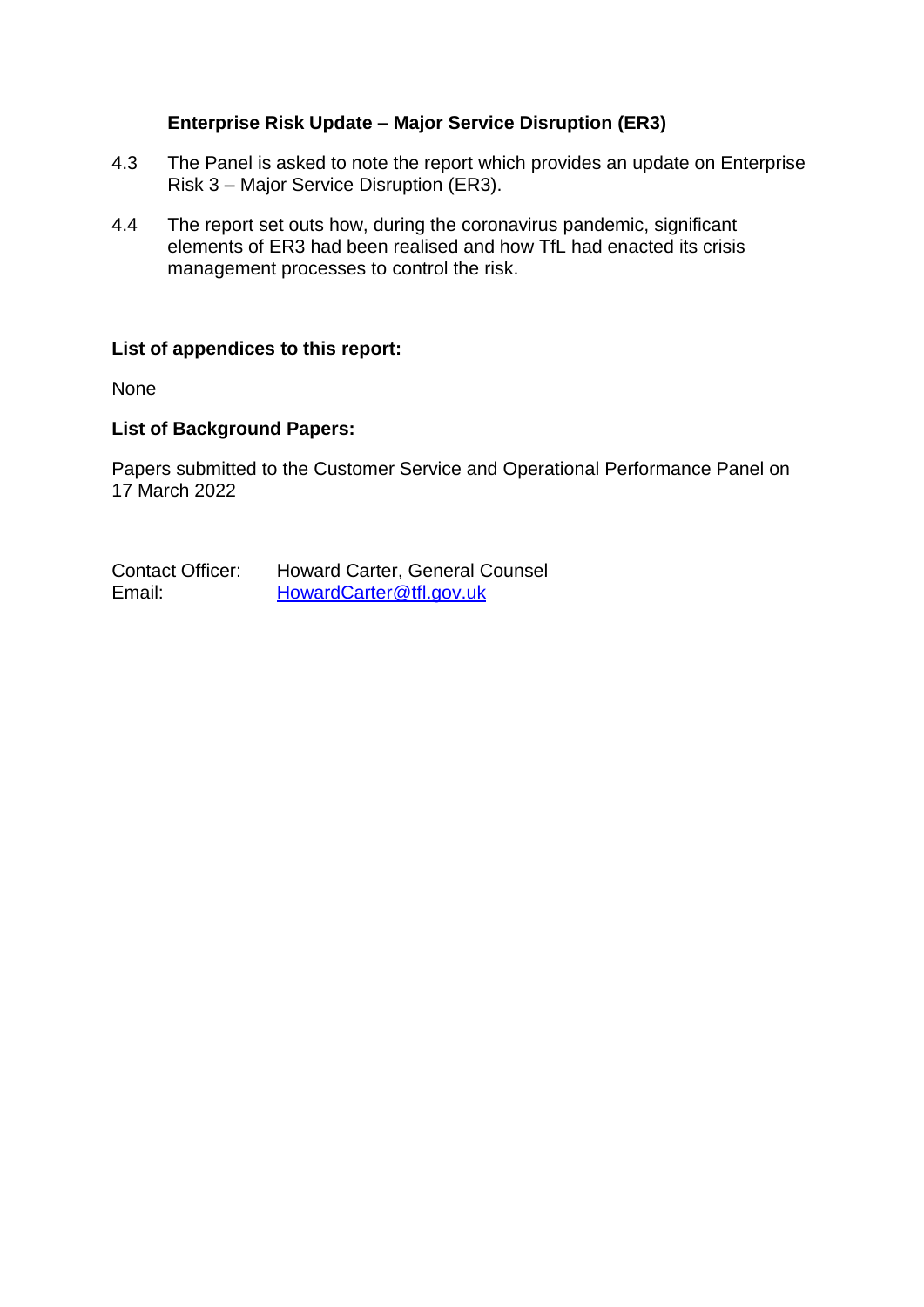**Enterprise Risk Update – Major Service Disruption (ER3)**

4.3 The Panel is asked to note the report which provides an update on Enterprise Risk 3 – Major Service Disruption (ER3).

4.4 The report set outs how, during the coronavirus pandemic, significant elements of ER3 had been realised and how TfL had enacted its crisis management processes to control the risk.

**List of appendices to this report:**

None

**List of Background Papers:**

Papers submitted to the Customer Service and Operational Performance Panel on 17 March 2022

Contact Officer: Howard Carter, General Counsel
Email: HowardCarter@tfl.gov.uk